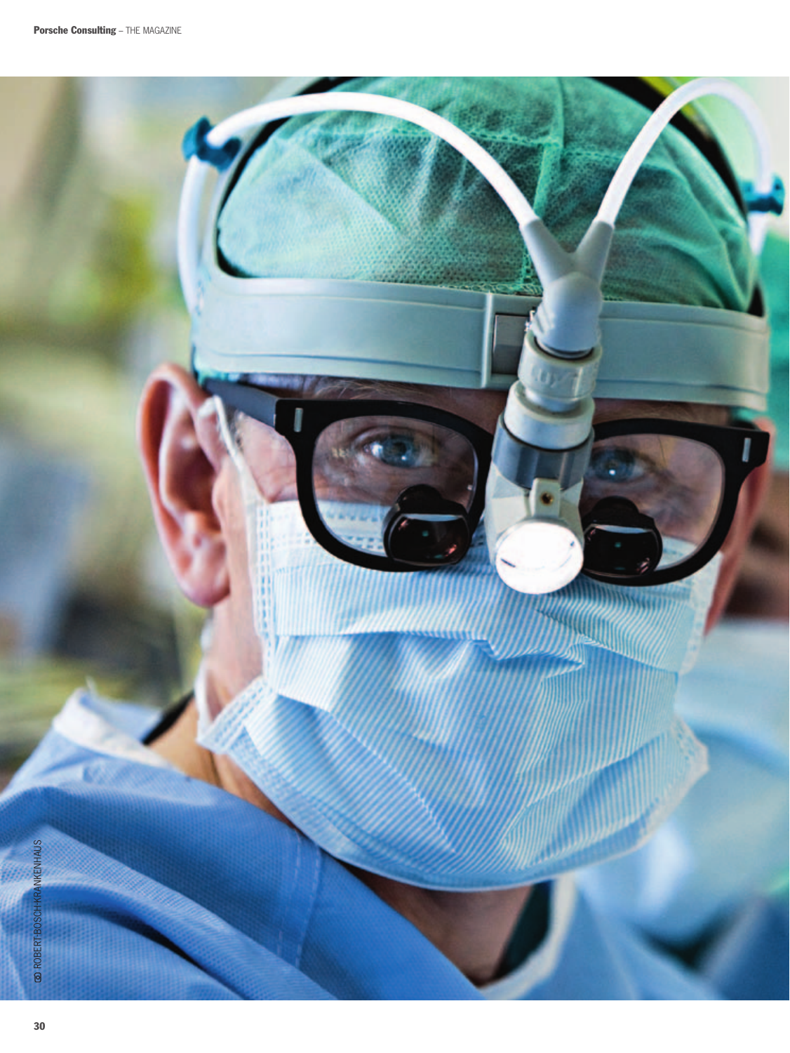© ROBERT-BOSCH-KRANKENHAUS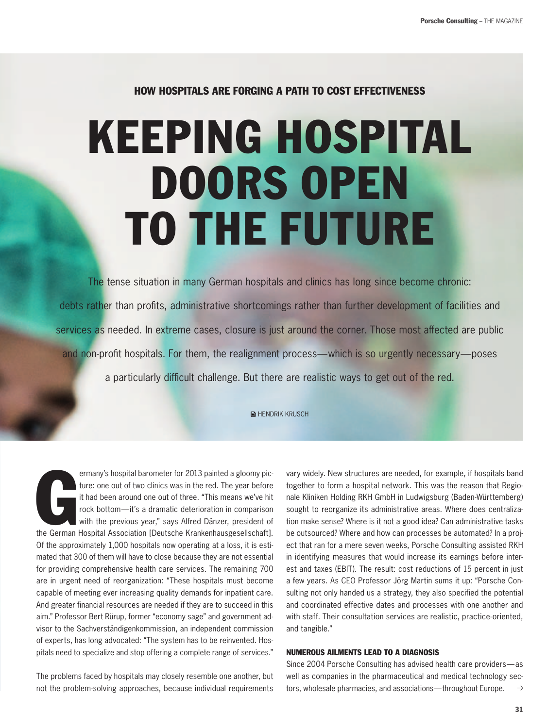### HOW HOSPITALS ARE FORGING A PATH TO COST EFFECTIVENESS

# KEEPING HOSPITAL DOORS OPEN TO THE FUTURE

The tense situation in many German hospitals and clinics has long since become chronic: debts rather than profits, administrative shortcomings rather than further development of facilities and services as needed. In extreme cases, closure is just around the corner. Those most affected are public and non-profit hospitals. For them, the realignment process—which is so urgently necessary—poses a particularly difficult challenge. But there are realistic ways to get out of the red.

HENDRIK KRUSCH

Germany's hospital barometer for 2013 painted a gloomy picture: one out of two clinics was in the red. The year before it had been around one out of three. "This means we've hit rock bottom—it's a dramatic deterioration in comparison with the previous year," says Alfred Dänzer, president of the German Hospital Association [Deutsche Krankenhausgesellschaft]. Of the approximately 1,000 hospitals now operating at a loss, it is estimated that 300 of them will have to close because they are not essential for providing comprehensive health care services. The remaining 700 are in urgent need of reorganization: "These hospitals must become capable of meeting ever increasing quality demands for inpatient care. And greater financial resources are needed if they are to succeed in this aim." Professor Bert Rürup, former "economy sage" and government advisor to the Sachverständigenkommission, an independent commission of experts, has long advocated: "The system has to be reinvented. Hospitals need to specialize and stop offering a complete range of services."

The problems faced by hospitals may closely resemble one another, but not the problem-solving approaches, because individual requirements vary widely. New structures are needed, for example, if hospitals band together to form a hospital network. This was the reason that Regionale Kliniken Holding RKH GmbH in Ludwigsburg (Baden-Württemberg) sought to reorganize its administrative areas. Where does centralization make sense? Where is it not a good idea? Can administrative tasks be outsourced? Where and how can processes be automated? In a project that ran for a mere seven weeks, Porsche Consulting assisted RKH in identifying measures that would increase its earnings before interest and taxes (EBIT). The result: cost reductions of 15 percent in just a few years. As CEO Professor Jörg Martin sums it up: "Porsche Consulting not only handed us a strategy, they also specified the potential and coordinated effective dates and processes with one another and with staff. Their consultation services are realistic, practice-oriented, and tangible."

#### NUMEROUS AILMENTS LEAD TO A DIAGNOSIS

Since 2004 Porsche Consulting has advised health care providers—as well as companies in the pharmaceutical and medical technology sectors, wholesale pharmacies, and associations—throughout Europe. →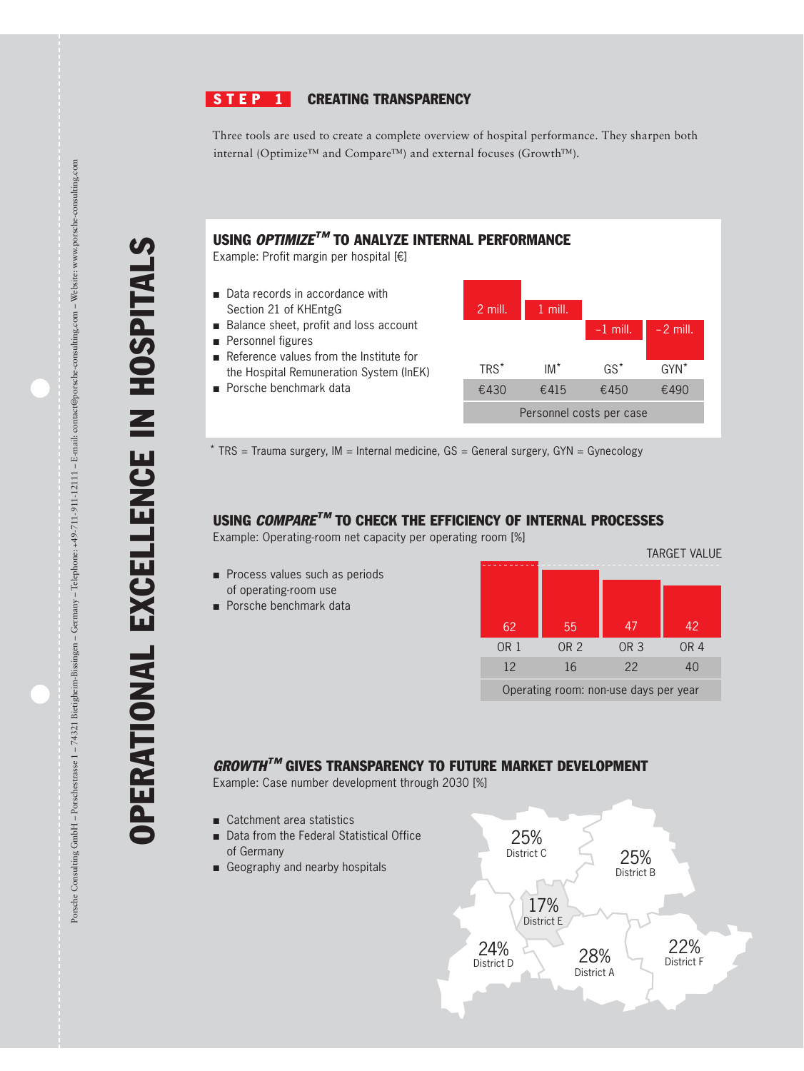# OPERATIONAL EXCELLENCE IN HOSPITALS

## STEP 1 CREATING TRANSPARENCY

Three tools are used to create a complete overview of hospital performance. They sharpen both internal (Optimize™ and Compare™) and external focuses (Growth™).

### USING *OPTIMIZE*™ TO ANALYZE INTERNAL PERFORMANCE

Example: Profit margin per hospital [€]

- Data records in accordance with Section 21 of KHEntgG
- Balance sheet, profit and loss account
- Personnel figures
- Reference values from the Institute for the Hospital Remuneration System (InEK)
- Porsche benchmark data

| | TRS* | IM* | GS* | GYN* |
|---|---|---|---|---|
| Profit margin | 2 mill. | 1 mill. | –1 mill. | –2 mill. |
| Personnel costs per case | €430 | €415 | €450 | €490 |

* TRS = Trauma surgery, IM = Internal medicine, GS = General surgery, GYN = Gynecology

### USING *COMPARE*™ TO CHECK THE EFFICIENCY OF INTERNAL PROCESSES

Example: Operating-room net capacity per operating room [%]

- Process values such as periods of operating-room use
- Porsche benchmark data

| | OR 1 | OR 2 | OR 3 | OR 4 |
|---|---|---|---|---|
| Net capacity [%] (vs. TARGET VALUE) | 62 | 55 | 47 | 42 |
| Operating room: non-use days per year | 12 | 16 | 22 | 40 |

### *GROWTH*™ GIVES TRANSPARENCY TO FUTURE MARKET DEVELOPMENT

Example: Case number development through 2030 [%]

- Catchment area statistics
- Data from the Federal Statistical Office of Germany
- Geography and nearby hospitals

| District | Case number development |
|---|---|
| District A | 28% |
| District B | 25% |
| District C | 25% |
| District D | 24% |
| District E | 17% |
| District F | 22% |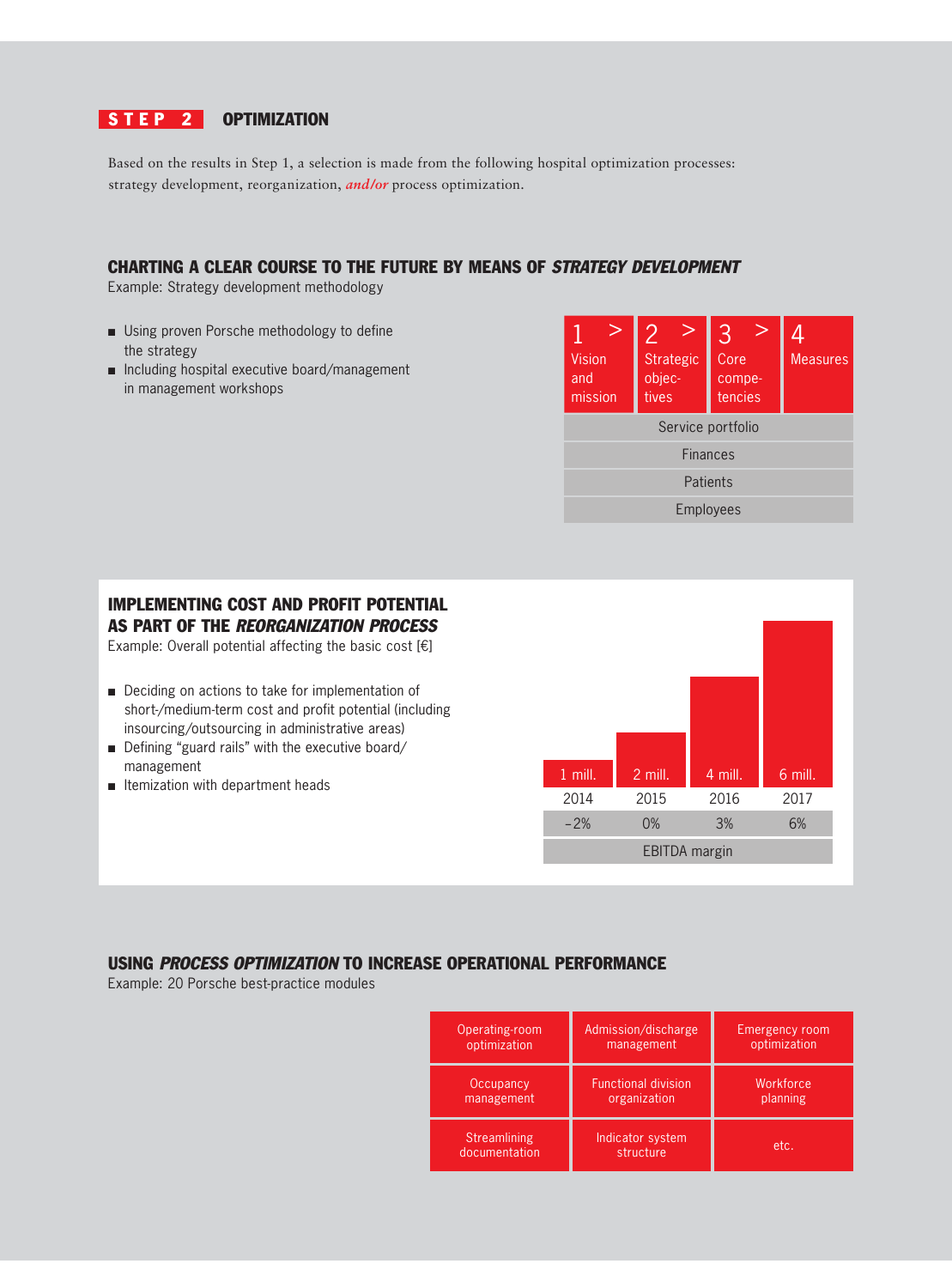## STEP 2 OPTIMIZATION

Based on the results in Step 1, a selection is made from the following hospital optimization processes: strategy development, reorganization, ***and/or*** process optimization.

### CHARTING A CLEAR COURSE TO THE FUTURE BY MEANS OF *STRATEGY DEVELOPMENT*

Example: Strategy development methodology

- Using proven Porsche methodology to define the strategy
- Including hospital executive board/management in management workshops

| 1 > Vision and mission | 2 > Strategic objectives | 3 > Core competencies | 4 Measures |
|---|---|---|---|
| Service portfolio | | | |
| Finances | | | |
| Patients | | | |
| Employees | | | |

### IMPLEMENTING COST AND PROFIT POTENTIAL AS PART OF THE *REORGANIZATION PROCESS*

Example: Overall potential affecting the basic cost [€]

- Deciding on actions to take for implementation of short-/medium-term cost and profit potential (including insourcing/outsourcing in administrative areas)
- Defining "guard rails" with the executive board/management
- Itemization with department heads

| | 2014 | 2015 | 2016 | 2017 |
|---|---|---|---|---|
| Potential | 1 mill. | 2 mill. | 4 mill. | 6 mill. |
| EBITDA margin | –2% | 0% | 3% | 6% |

### USING *PROCESS OPTIMIZATION* TO INCREASE OPERATIONAL PERFORMANCE

Example: 20 Porsche best-practice modules

| | | |
|---|---|---|
| Operating-room optimization | Admission/discharge management | Emergency room optimization |
| Occupancy management | Functional division organization | Workforce planning |
| Streamlining documentation | Indicator system structure | etc. |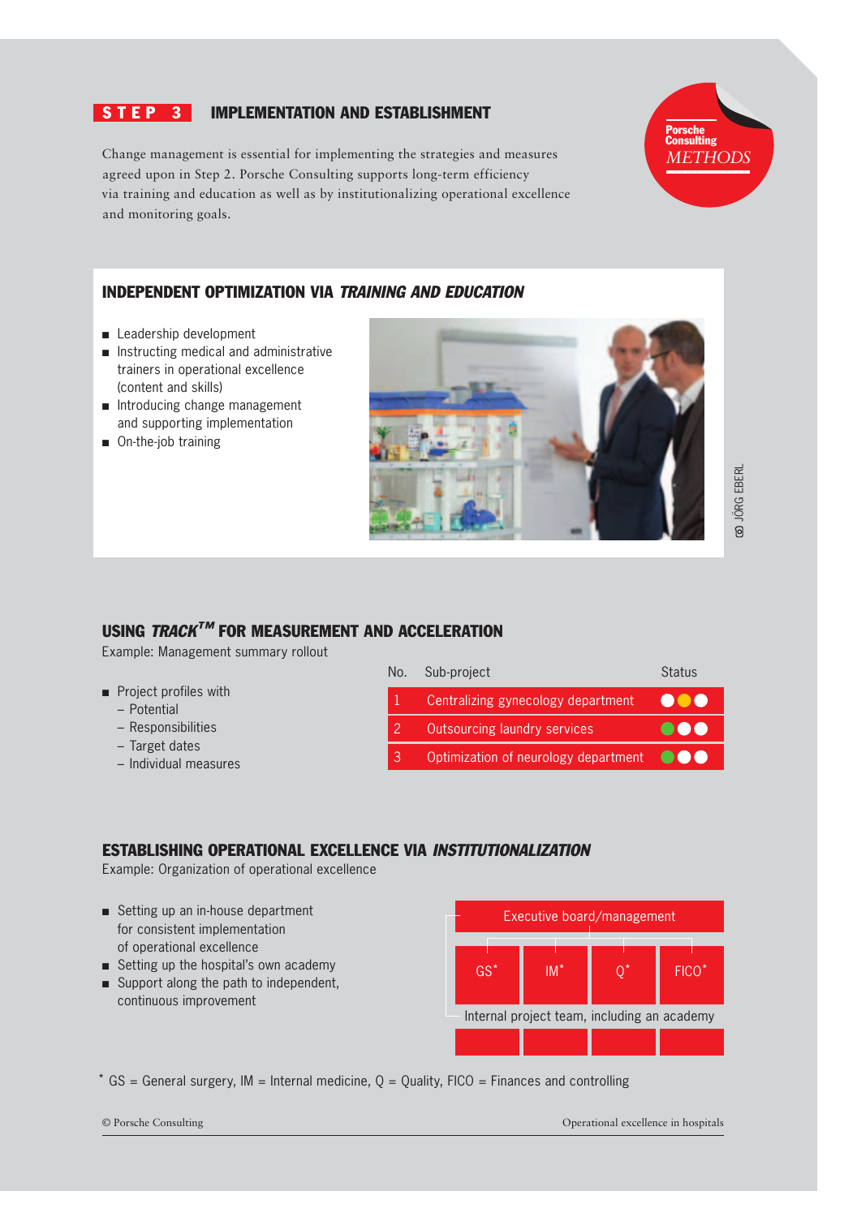## STEP 3 IMPLEMENTATION AND ESTABLISHMENT

Porsche Consulting *METHODS*

Change management is essential for implementing the strategies and measures agreed upon in Step 2. Porsche Consulting supports long-term efficiency via training and education as well as by institutionalizing operational excellence and monitoring goals.

### INDEPENDENT OPTIMIZATION VIA *TRAINING AND EDUCATION*

- Leadership development
- Instructing medical and administrative trainers in operational excellence (content and skills)
- Introducing change management and supporting implementation
- On-the-job training

© JÖRG EBERL

### USING *TRACK™* FOR MEASUREMENT AND ACCELERATION

Example: Management summary rollout

- Project profiles with
  - Potential
  - Responsibilities
  - Target dates
  - Individual measures

| No. | Sub-project | Status |
|---|---|---|
| 1 | Centralizing gynecology department | ⚪🟡⚪ |
| 2 | Outsourcing laundry services | 🟢⚪⚪ |
| 3 | Optimization of neurology department | 🟢⚪⚪ |

### ESTABLISHING OPERATIONAL EXCELLENCE VIA *INSTITUTIONALIZATION*

Example: Organization of operational excellence

- Setting up an in-house department for consistent implementation of operational excellence
- Setting up the hospital's own academy
- Support along the path to independent, continuous improvement

Executive board/management

GS* | IM* | Q* | FICO*

Internal project team, including an academy

\* GS = General surgery, IM = Internal medicine, Q = Quality, FICO = Finances and controlling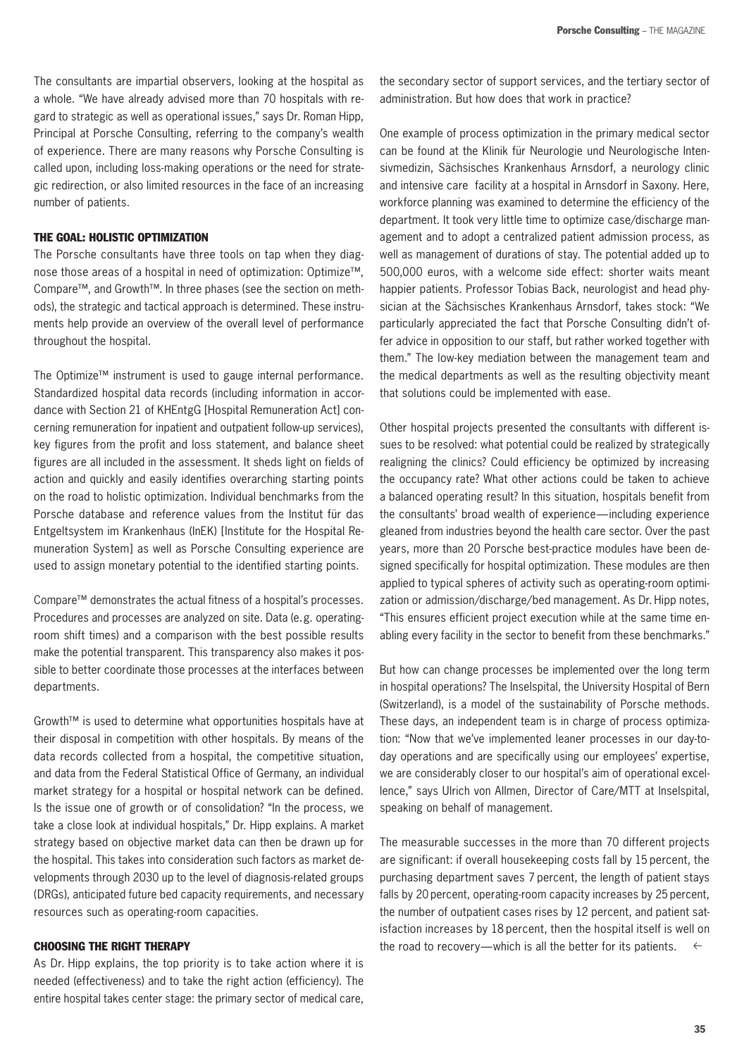The consultants are impartial observers, looking at the hospital as a whole. “We have already advised more than 70 hospitals with regard to strategic as well as operational issues,” says Dr. Roman Hipp, Principal at Porsche Consulting, referring to the company’s wealth of experience. There are many reasons why Porsche Consulting is called upon, including loss-making operations or the need for strategic redirection, or also limited resources in the face of an increasing number of patients.

### THE GOAL: HOLISTIC OPTIMIZATION

The Porsche consultants have three tools on tap when they diagnose those areas of a hospital in need of optimization: Optimize™, Compare™, and Growth™. In three phases (see the section on methods), the strategic and tactical approach is determined. These instruments help provide an overview of the overall level of performance throughout the hospital.

The Optimize™ instrument is used to gauge internal performance. Standardized hospital data records (including information in accordance with Section 21 of KHEntgG [Hospital Remuneration Act] concerning remuneration for inpatient and outpatient follow-up services), key figures from the profit and loss statement, and balance sheet figures are all included in the assessment. It sheds light on fields of action and quickly and easily identifies overarching starting points on the road to holistic optimization. Individual benchmarks from the Porsche database and reference values from the Institut für das Entgeltsystem im Krankenhaus (InEK) [Institute for the Hospital Remuneration System] as well as Porsche Consulting experience are used to assign monetary potential to the identified starting points.

Compare™ demonstrates the actual fitness of a hospital’s processes. Procedures and processes are analyzed on site. Data (e.g. operating-room shift times) and a comparison with the best possible results make the potential transparent. This transparency also makes it possible to better coordinate those processes at the interfaces between departments.

Growth™ is used to determine what opportunities hospitals have at their disposal in competition with other hospitals. By means of the data records collected from a hospital, the competitive situation, and data from the Federal Statistical Office of Germany, an individual market strategy for a hospital or hospital network can be defined. Is the issue one of growth or of consolidation? “In the process, we take a close look at individual hospitals,” Dr. Hipp explains. A market strategy based on objective market data can then be drawn up for the hospital. This takes into consideration such factors as market developments through 2030 up to the level of diagnosis-related groups (DRGs), anticipated future bed capacity requirements, and necessary resources such as operating-room capacities.

### CHOOSING THE RIGHT THERAPY

As Dr. Hipp explains, the top priority is to take action where it is needed (effectiveness) and to take the right action (efficiency). The entire hospital takes center stage: the primary sector of medical care, the secondary sector of support services, and the tertiary sector of administration. But how does that work in practice?

One example of process optimization in the primary medical sector can be found at the Klinik für Neurologie und Neurologische Intensivmedizin, Sächsisches Krankenhaus Arnsdorf, a neurology clinic and intensive care facility at a hospital in Arnsdorf in Saxony. Here, workforce planning was examined to determine the efficiency of the department. It took very little time to optimize case/discharge management and to adopt a centralized patient admission process, as well as management of durations of stay. The potential added up to 500,000 euros, with a welcome side effect: shorter waits meant happier patients. Professor Tobias Back, neurologist and head physician at the Sächsisches Krankenhaus Arnsdorf, takes stock: “We particularly appreciated the fact that Porsche Consulting didn’t offer advice in opposition to our staff, but rather worked together with them.” The low-key mediation between the management team and the medical departments as well as the resulting objectivity meant that solutions could be implemented with ease.

Other hospital projects presented the consultants with different issues to be resolved: what potential could be realized by strategically realigning the clinics? Could efficiency be optimized by increasing the occupancy rate? What other actions could be taken to achieve a balanced operating result? In this situation, hospitals benefit from the consultants’ broad wealth of experience—including experience gleaned from industries beyond the health care sector. Over the past years, more than 20 Porsche best-practice modules have been designed specifically for hospital optimization. These modules are then applied to typical spheres of activity such as operating-room optimization or admission/discharge/bed management. As Dr. Hipp notes, “This ensures efficient project execution while at the same time enabling every facility in the sector to benefit from these benchmarks.”

But how can change processes be implemented over the long term in hospital operations? The Inselspital, the University Hospital of Bern (Switzerland), is a model of the sustainability of Porsche methods. These days, an independent team is in charge of process optimization: “Now that we’ve implemented leaner processes in our day-to-day operations and are specifically using our employees’ expertise, we are considerably closer to our hospital’s aim of operational excellence,” says Ulrich von Allmen, Director of Care/MTT at Inselspital, speaking on behalf of management.

The measurable successes in the more than 70 different projects are significant: if overall housekeeping costs fall by 15 percent, the purchasing department saves 7 percent, the length of patient stays falls by 20 percent, operating-room capacity increases by 25 percent, the number of outpatient cases rises by 12 percent, and patient satisfaction increases by 18 percent, then the hospital itself is well on the road to recovery—which is all the better for its patients. ←